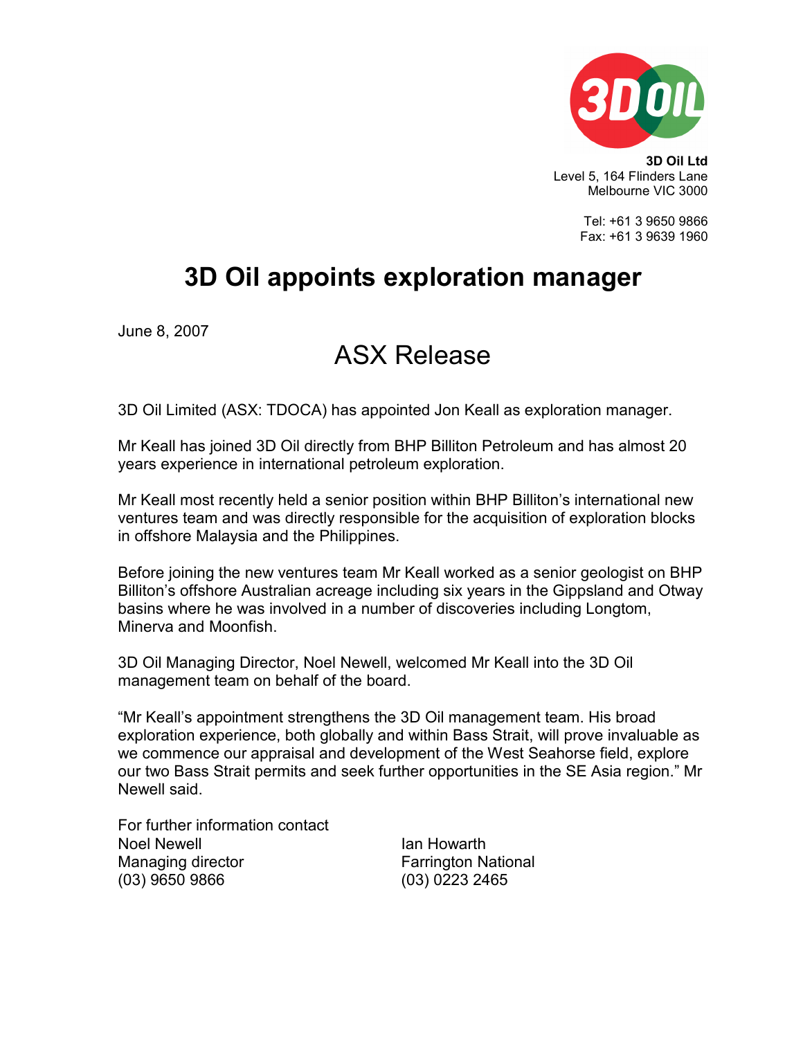**3D Oil Ltd**
Level 5, 164 Flinders Lane
Melbourne VIC 3000

Tel: +61 3 9650 9866
Fax: +61 3 9639 1960

# 3D Oil appoints exploration manager

June 8, 2007

## ASX Release

3D Oil Limited (ASX: TDOCA) has appointed Jon Keall as exploration manager.

Mr Keall has joined 3D Oil directly from BHP Billiton Petroleum and has almost 20 years experience in international petroleum exploration.

Mr Keall most recently held a senior position within BHP Billiton's international new ventures team and was directly responsible for the acquisition of exploration blocks in offshore Malaysia and the Philippines.

Before joining the new ventures team Mr Keall worked as a senior geologist on BHP Billiton's offshore Australian acreage including six years in the Gippsland and Otway basins where he was involved in a number of discoveries including Longtom, Minerva and Moonfish.

3D Oil Managing Director, Noel Newell, welcomed Mr Keall into the 3D Oil management team on behalf of the board.

"Mr Keall's appointment strengthens the 3D Oil management team. His broad exploration experience, both globally and within Bass Strait, will prove invaluable as we commence our appraisal and development of the West Seahorse field, explore our two Bass Strait permits and seek further opportunities in the SE Asia region." Mr Newell said.

For further information contact

Noel Newell
Managing director
(03) 9650 9866

Ian Howarth
Farrington National
(03) 0223 2465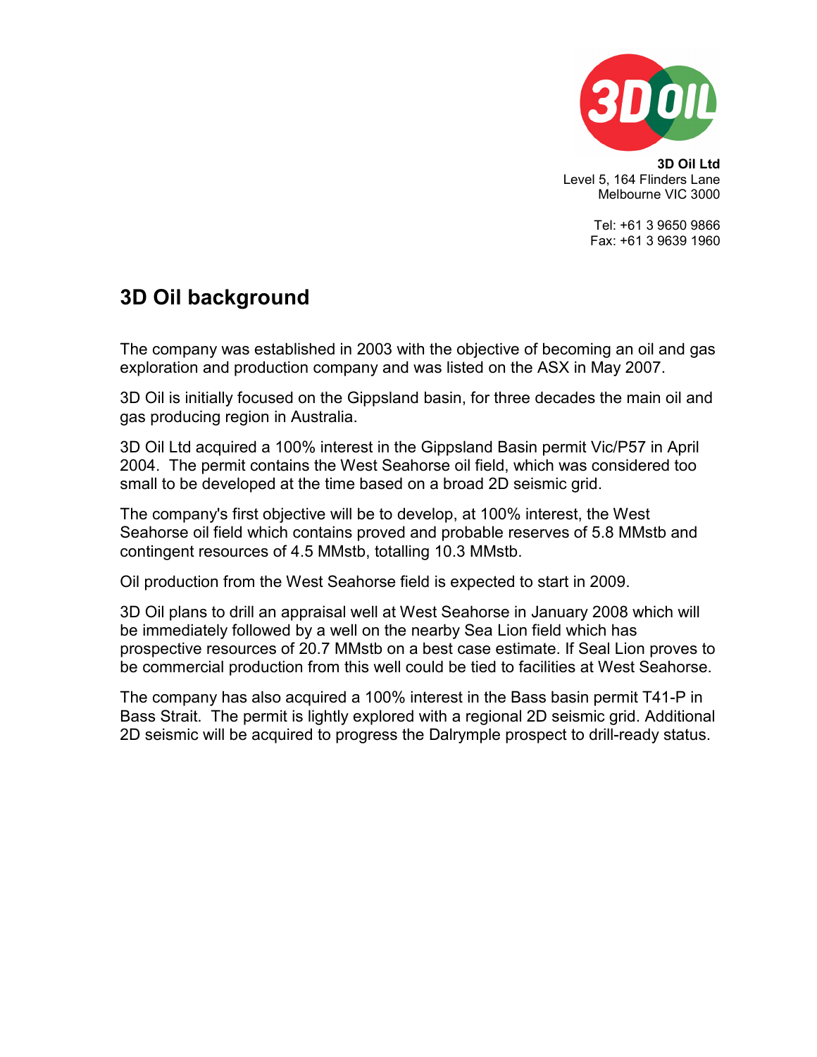**3D Oil Ltd**
Level 5, 164 Flinders Lane
Melbourne VIC 3000

Tel: +61 3 9650 9866
Fax: +61 3 9639 1960

## 3D Oil background

The company was established in 2003 with the objective of becoming an oil and gas exploration and production company and was listed on the ASX in May 2007.

3D Oil is initially focused on the Gippsland basin, for three decades the main oil and gas producing region in Australia.

3D Oil Ltd acquired a 100% interest in the Gippsland Basin permit Vic/P57 in April 2004. The permit contains the West Seahorse oil field, which was considered too small to be developed at the time based on a broad 2D seismic grid.

The company's first objective will be to develop, at 100% interest, the West Seahorse oil field which contains proved and probable reserves of 5.8 MMstb and contingent resources of 4.5 MMstb, totalling 10.3 MMstb.

Oil production from the West Seahorse field is expected to start in 2009.

3D Oil plans to drill an appraisal well at West Seahorse in January 2008 which will be immediately followed by a well on the nearby Sea Lion field which has prospective resources of 20.7 MMstb on a best case estimate. If Seal Lion proves to be commercial production from this well could be tied to facilities at West Seahorse.

The company has also acquired a 100% interest in the Bass basin permit T41-P in Bass Strait. The permit is lightly explored with a regional 2D seismic grid. Additional 2D seismic will be acquired to progress the Dalrymple prospect to drill-ready status.